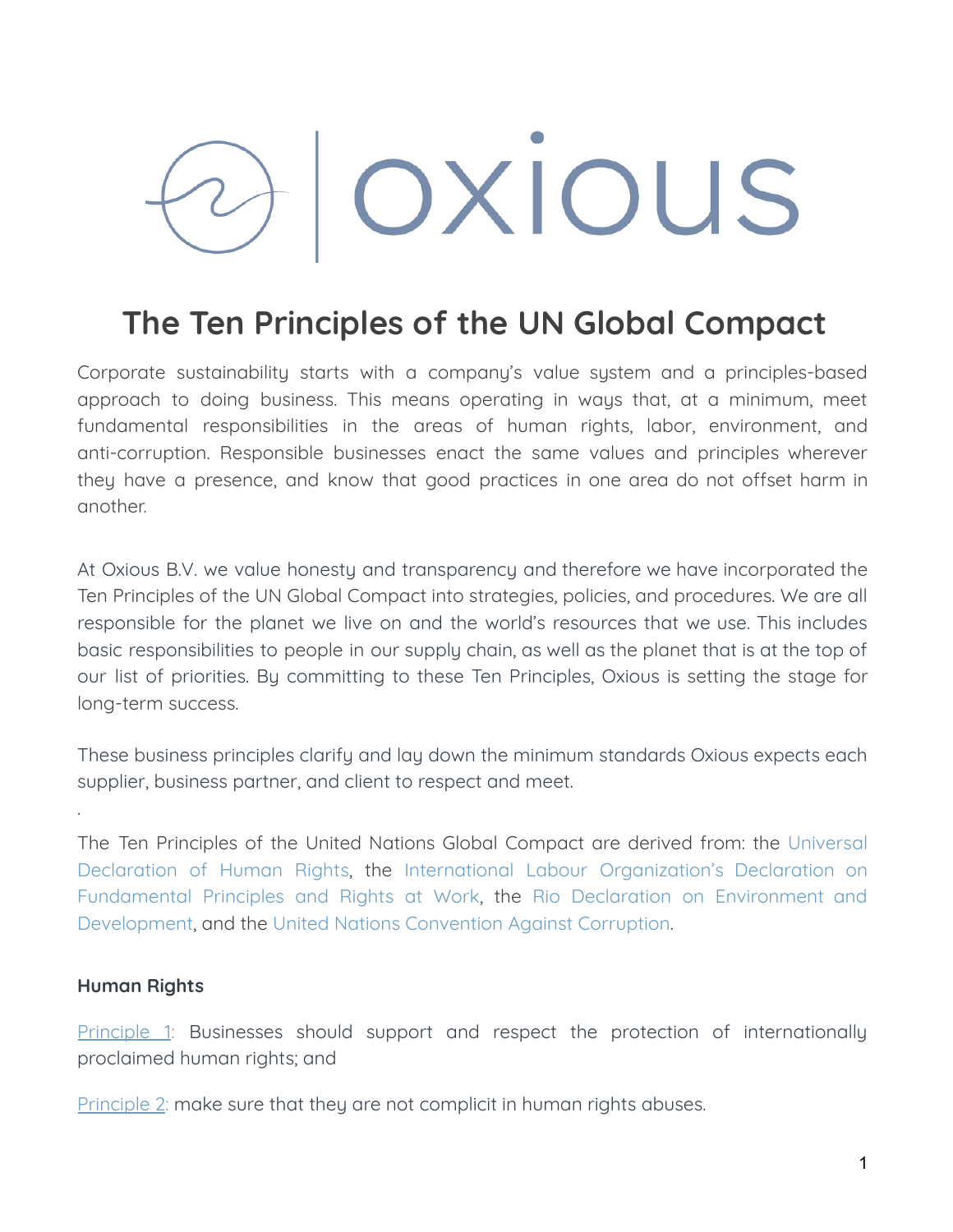# The Ten Principles of the UN Global Compact

Corporate sustainability starts with a company's value system and a principles-based approach to doing business. This means operating in ways that, at a minimum, meet fundamental responsibilities in the areas of human rights, labor, environment, and anti-corruption. Responsible businesses enact the same values and principles wherever they have a presence, and know that good practices in one area do not offset harm in another.

At Oxious B.V. we value honesty and transparency and therefore we have incorporated the Ten Principles of the UN Global Compact into strategies, policies, and procedures. We are all responsible for the planet we live on and the world's resources that we use. This includes basic responsibilities to people in our supply chain, as well as the planet that is at the top of our list of priorities. By committing to these Ten Principles, Oxious is setting the stage for long-term success.

These business principles clarify and lay down the minimum standards Oxious expects each supplier, business partner, and client to respect and meet.

.

The Ten Principles of the United Nations Global Compact are derived from: the Universal Declaration of Human Rights, the International Labour Organization's Declaration on Fundamental Principles and Rights at Work, the Rio Declaration on Environment and Development, and the United Nations Convention Against Corruption.

### Human Rights

Principle 1: Businesses should support and respect the protection of internationally proclaimed human rights; and

Principle 2: make sure that they are not complicit in human rights abuses.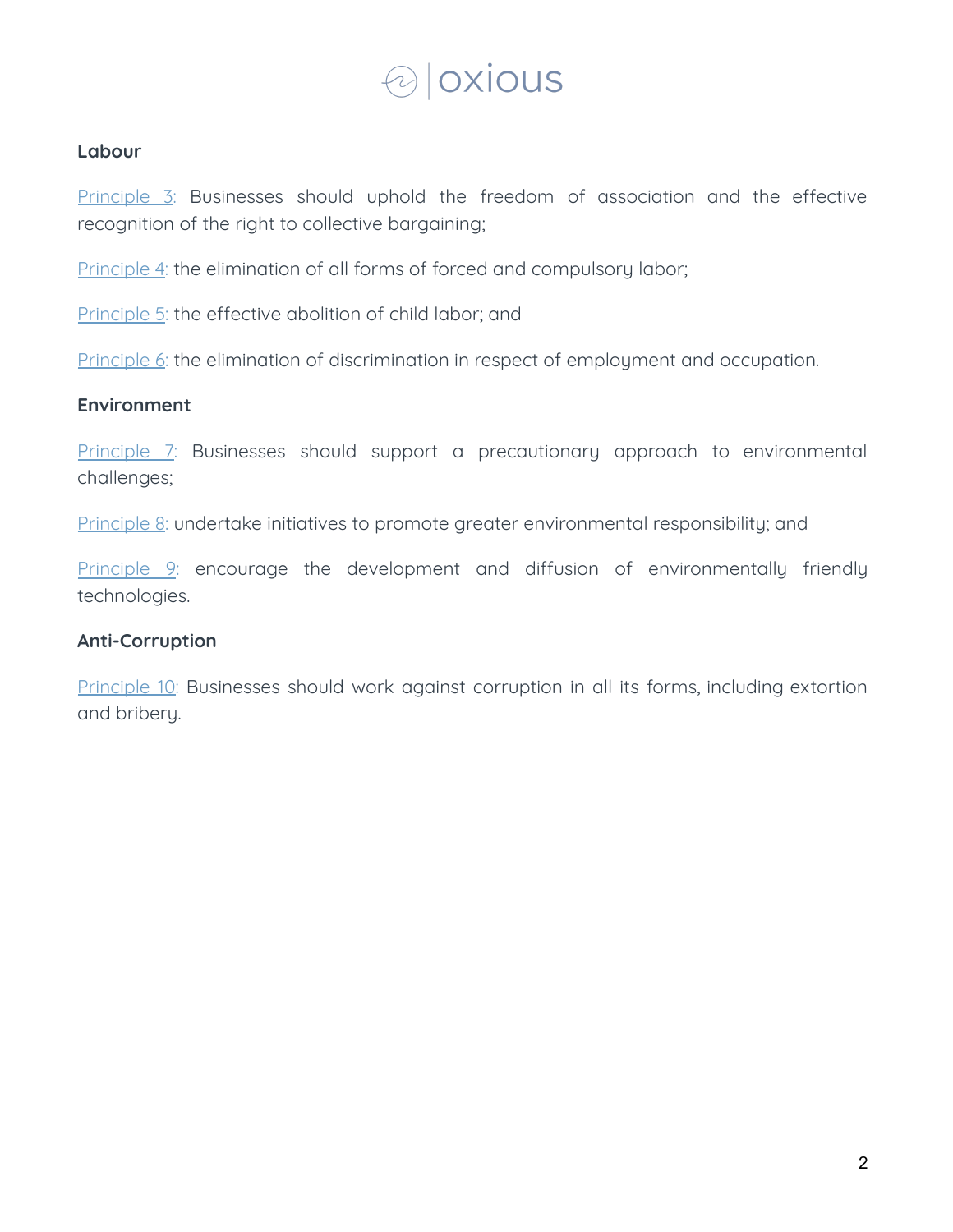**Labour**

Principle 3: Businesses should uphold the freedom of association and the effective recognition of the right to collective bargaining;

Principle 4: the elimination of all forms of forced and compulsory labor;

Principle 5: the effective abolition of child labor; and

Principle 6: the elimination of discrimination in respect of employment and occupation.

**Environment**

Principle 7: Businesses should support a precautionary approach to environmental challenges;

Principle 8: undertake initiatives to promote greater environmental responsibility; and

Principle 9: encourage the development and diffusion of environmentally friendly technologies.

**Anti-Corruption**

Principle 10: Businesses should work against corruption in all its forms, including extortion and bribery.